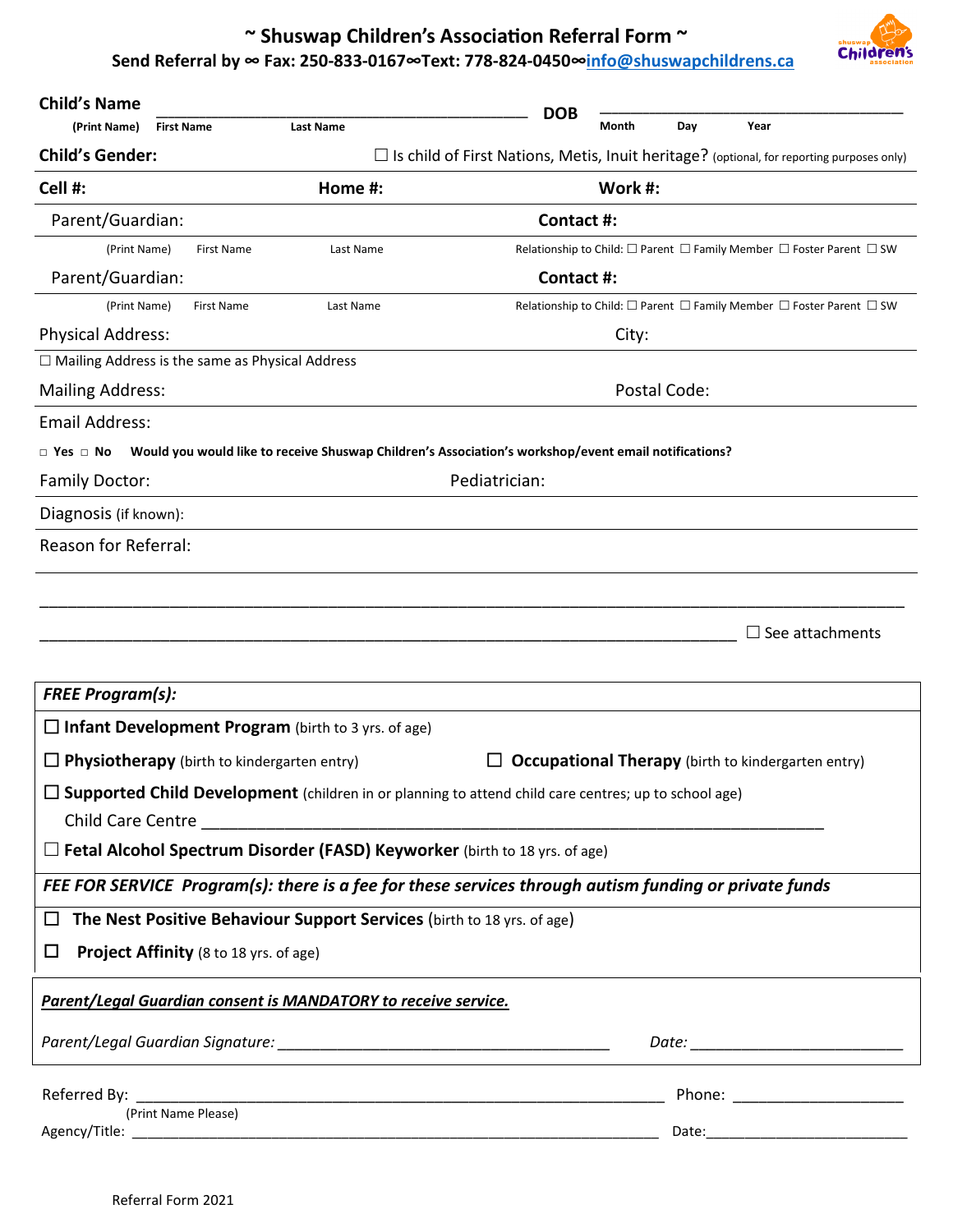# ~ Shuswap Children's Association Referral Form ~

**Send Referral by ∞ Fax: 250-833-0167∞Text: 778-824-0450∞info@shuswapchildrens.ca**

**Child's Name** ____________________________________ **DOB** ______________________________
(Print Name) First Name Last Name Month Day Year

**Child's Gender:** ☐ Is child of First Nations, Metis, Inuit heritage? (optional, for reporting purposes only)

**Cell #:** **Home #:** **Work #:**

Parent/Guardian: **Contact #:**
(Print Name) First Name Last Name Relationship to Child: ☐ Parent ☐ Family Member ☐ Foster Parent ☐ SW

Parent/Guardian: **Contact #:**
(Print Name) First Name Last Name Relationship to Child: ☐ Parent ☐ Family Member ☐ Foster Parent ☐ SW

Physical Address: City:

☐ Mailing Address is the same as Physical Address

Mailing Address: Postal Code:

Email Address:

□ **Yes** □ **No** **Would you would like to receive Shuswap Children's Association's workshop/event email notifications?**

Family Doctor: Pediatrician:

Diagnosis (if known):

Reason for Referral:

______________________________________________________________________________

______________________________________________________________________ ☐ See attachments

***FREE Program(s):***

☐ **Infant Development Program** (birth to 3 yrs. of age)

☐ **Physiotherapy** (birth to kindergarten entry) ☐ **Occupational Therapy** (birth to kindergarten entry)

☐ **Supported Child Development** (children in or planning to attend child care centres; up to school age)

Child Care Centre ____________________________________________________________

☐ **Fetal Alcohol Spectrum Disorder (FASD) Keyworker** (birth to 18 yrs. of age)

***FEE FOR SERVICE Program(s): there is a fee for these services through autism funding or private funds***

☐ **The Nest Positive Behaviour Support Services** (birth to 18 yrs. of age)

☐ **Project Affinity** (8 to 18 yrs. of age)

***Parent/Legal Guardian consent is MANDATORY to receive service.***

*Parent/Legal Guardian Signature:* ________________________________ *Date:* ____________________

Referred By: ________________________________________________ Phone: ________________
(Print Name Please)

Agency/Title: _______________________________________________ Date:___________________

Referral Form 2021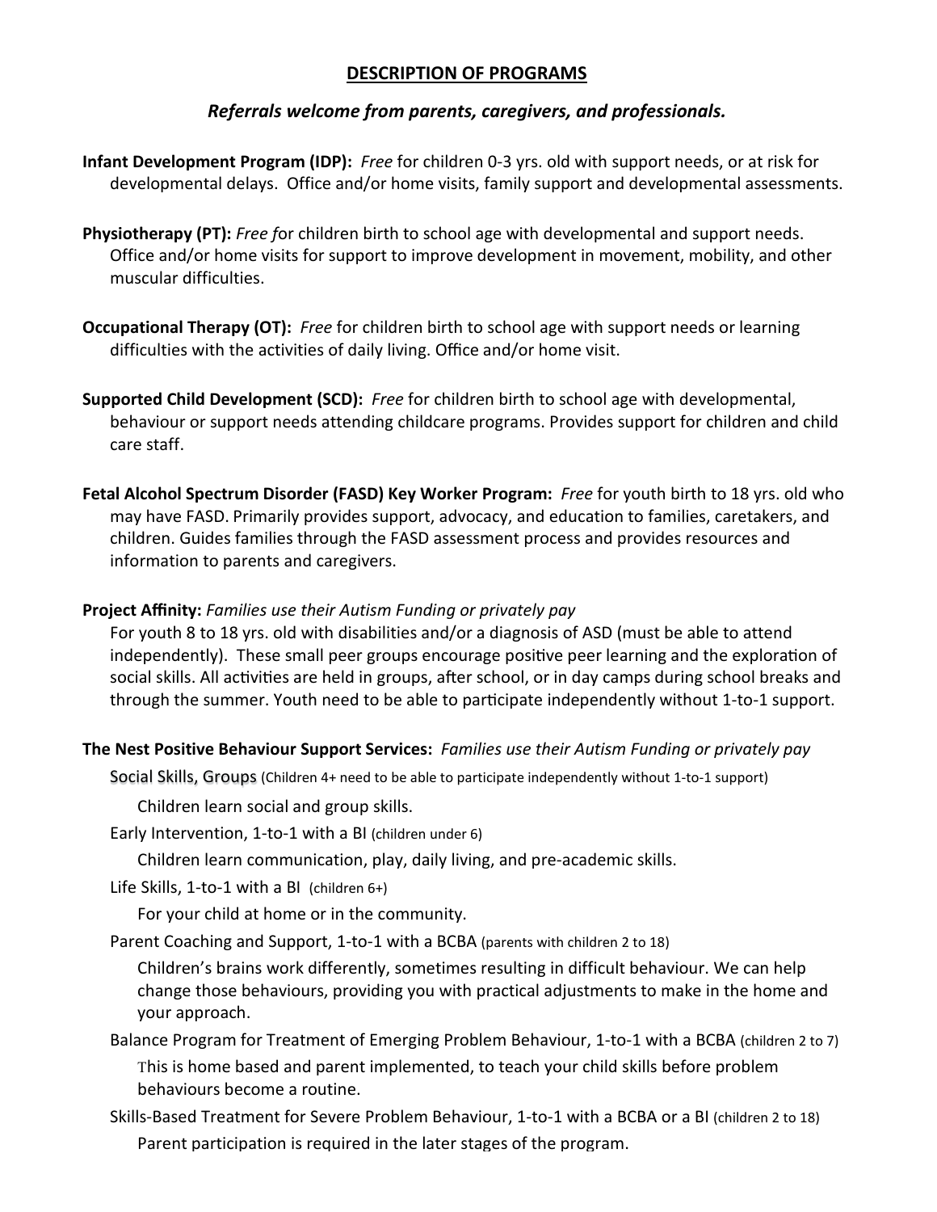## DESCRIPTION OF PROGRAMS

***Referrals welcome from parents, caregivers, and professionals.***

**Infant Development Program (IDP):** *Free* for children 0-3 yrs. old with support needs, or at risk for developmental delays. Office and/or home visits, family support and developmental assessments.

**Physiotherapy (PT):** *Free f*or children birth to school age with developmental and support needs. Office and/or home visits for support to improve development in movement, mobility, and other muscular difficulties.

**Occupational Therapy (OT):** *Free* for children birth to school age with support needs or learning difficulties with the activities of daily living. Office and/or home visit.

**Supported Child Development (SCD):** *Free* for children birth to school age with developmental, behaviour or support needs attending childcare programs. Provides support for children and child care staff.

**Fetal Alcohol Spectrum Disorder (FASD) Key Worker Program:** *Free* for youth birth to 18 yrs. old who may have FASD. Primarily provides support, advocacy, and education to families, caretakers, and children. Guides families through the FASD assessment process and provides resources and information to parents and caregivers.

**Project Affinity:** *Families use their Autism Funding or privately pay*
For youth 8 to 18 yrs. old with disabilities and/or a diagnosis of ASD (must be able to attend independently). These small peer groups encourage positive peer learning and the exploration of social skills. All activities are held in groups, after school, or in day camps during school breaks and through the summer. Youth need to be able to participate independently without 1-to-1 support.

**The Nest Positive Behaviour Support Services:** *Families use their Autism Funding or privately pay*

Social Skills, Groups (Children 4+ need to be able to participate independently without 1-to-1 support)

Children learn social and group skills.

Early Intervention, 1-to-1 with a BI (children under 6)

Children learn communication, play, daily living, and pre-academic skills.

Life Skills, 1-to-1 with a BI (children 6+)

For your child at home or in the community.

Parent Coaching and Support, 1-to-1 with a BCBA (parents with children 2 to 18)

Children's brains work differently, sometimes resulting in difficult behaviour. We can help change those behaviours, providing you with practical adjustments to make in the home and your approach.

Balance Program for Treatment of Emerging Problem Behaviour, 1-to-1 with a BCBA (children 2 to 7)

This is home based and parent implemented, to teach your child skills before problem behaviours become a routine.

Skills-Based Treatment for Severe Problem Behaviour, 1-to-1 with a BCBA or a BI (children 2 to 18)

Parent participation is required in the later stages of the program.